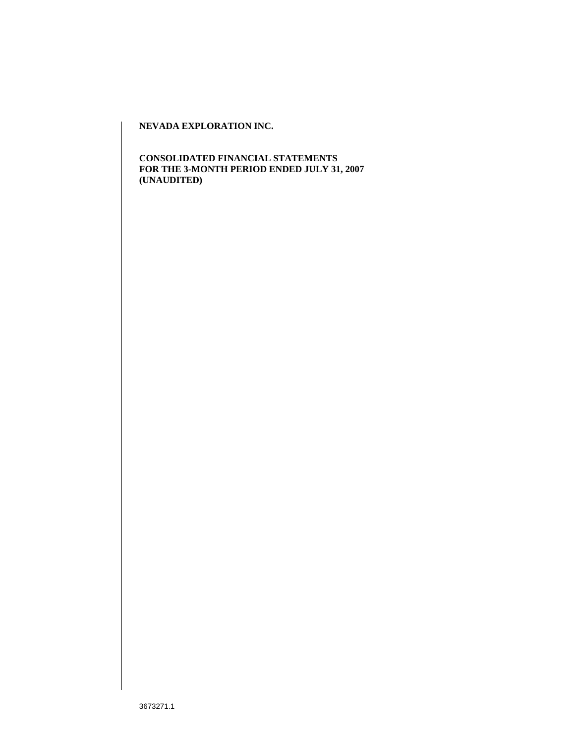**NEVADA EXPLORATION INC.**

**CONSOLIDATED FINANCIAL STATEMENTS**
**FOR THE 3-MONTH PERIOD ENDED JULY 31, 2007**
**(UNAUDITED)**

3673271.1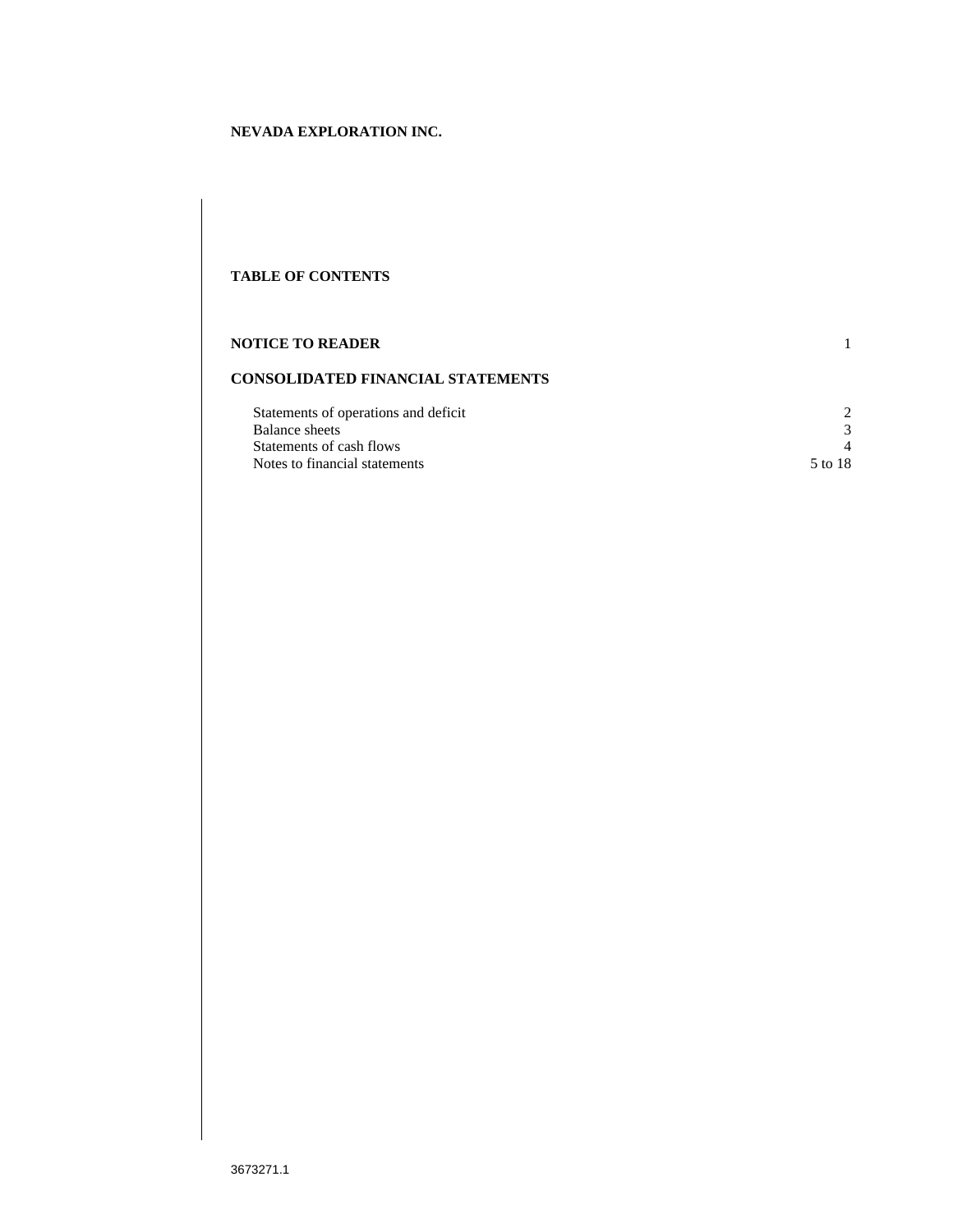**NEVADA EXPLORATION INC.**

**TABLE OF CONTENTS**

| | |
|---|---|
| **NOTICE TO READER** | 1 |
| **CONSOLIDATED FINANCIAL STATEMENTS** | |
| Statements of operations and deficit | 2 |
| Balance sheets | 3 |
| Statements of cash flows | 4 |
| Notes to financial statements | 5 to 18 |

3673271.1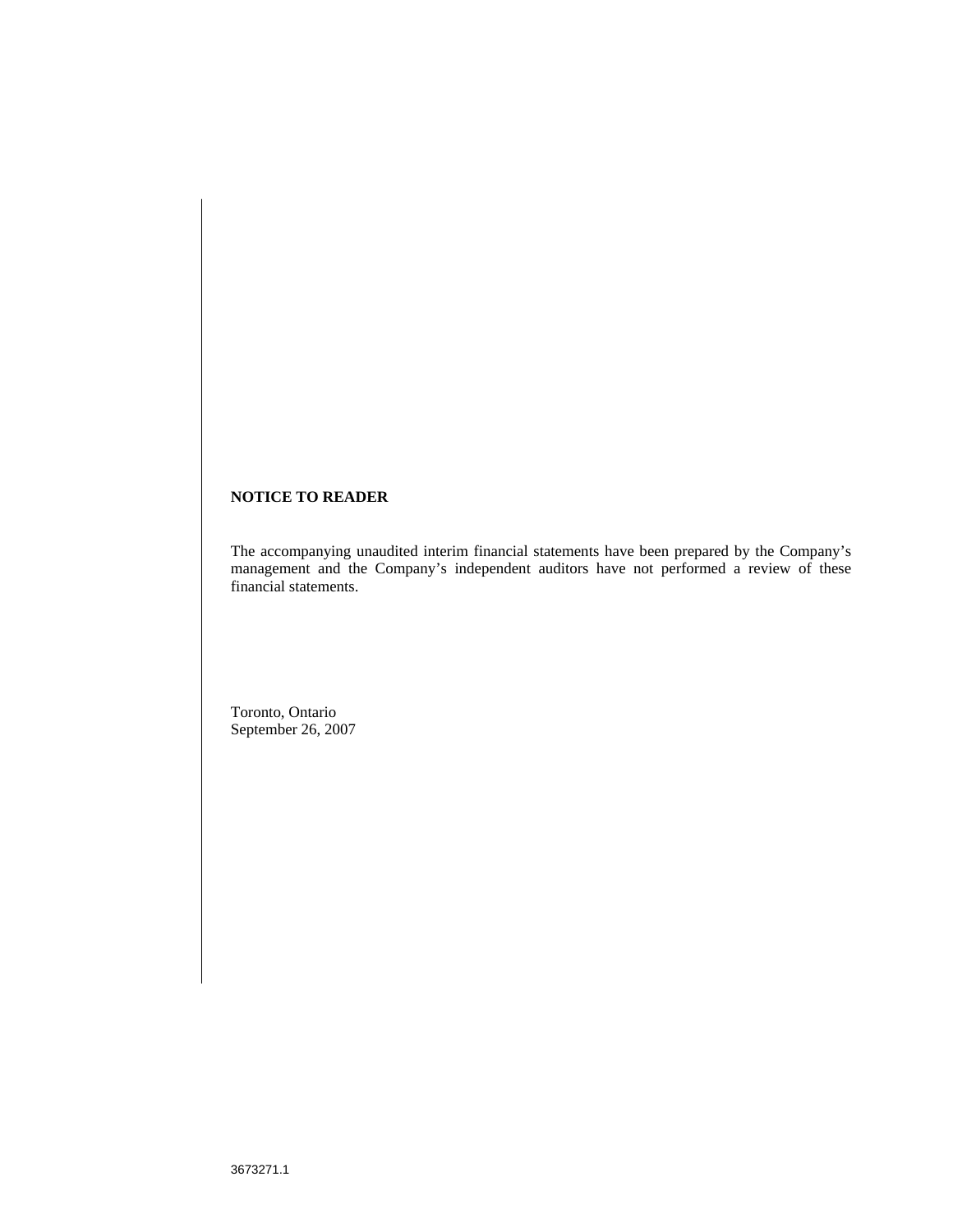**NOTICE TO READER**

The accompanying unaudited interim financial statements have been prepared by the Company's management and the Company's independent auditors have not performed a review of these financial statements.

Toronto, Ontario
September 26, 2007

3673271.1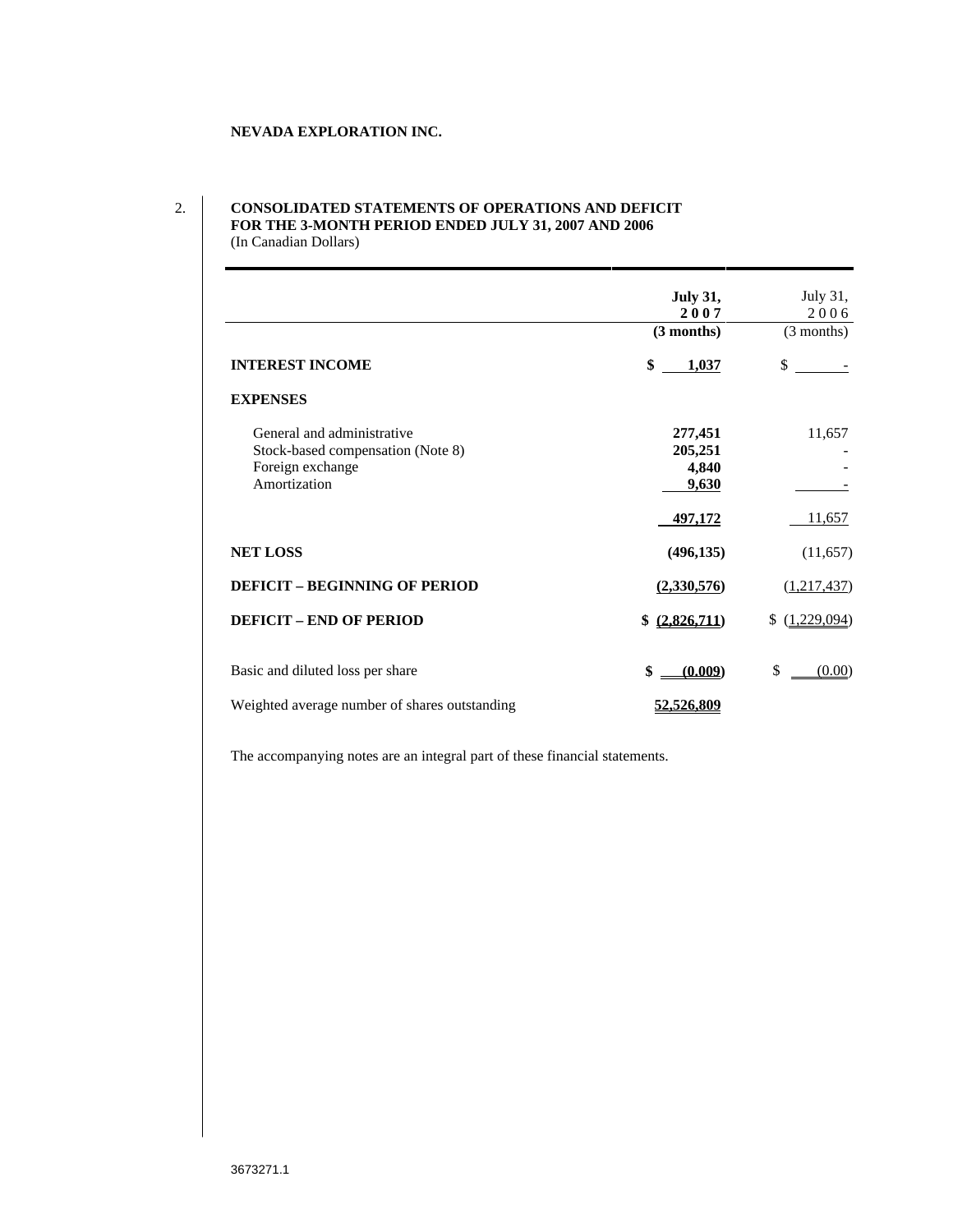**NEVADA EXPLORATION INC.**

2. **CONSOLIDATED STATEMENTS OF OPERATIONS AND DEFICIT**
**FOR THE 3-MONTH PERIOD ENDED JULY 31, 2007 AND 2006**
(In Canadian Dollars)

| | **July 31, 2007** **(3 months)** | July 31, 2006 (3 months) |
|---|---|---|
| **INTEREST INCOME** | **$ 1,037** | $ - |
| **EXPENSES** | | |
| General and administrative | **277,451** | 11,657 |
| Stock-based compensation (Note 8) | **205,251** | - |
| Foreign exchange | **4,840** | - |
| Amortization | **9,630** | - |
| | **497,172** | 11,657 |
| **NET LOSS** | **(496,135)** | (11,657) |
| **DEFICIT – BEGINNING OF PERIOD** | **(2,330,576)** | (1,217,437) |
| **DEFICIT – END OF PERIOD** | **$ (2,826,711)** | $ (1,229,094) |
| Basic and diluted loss per share | **$ (0.009)** | $ (0.00) |
| Weighted average number of shares outstanding | **52,526,809** | |

The accompanying notes are an integral part of these financial statements.

3673271.1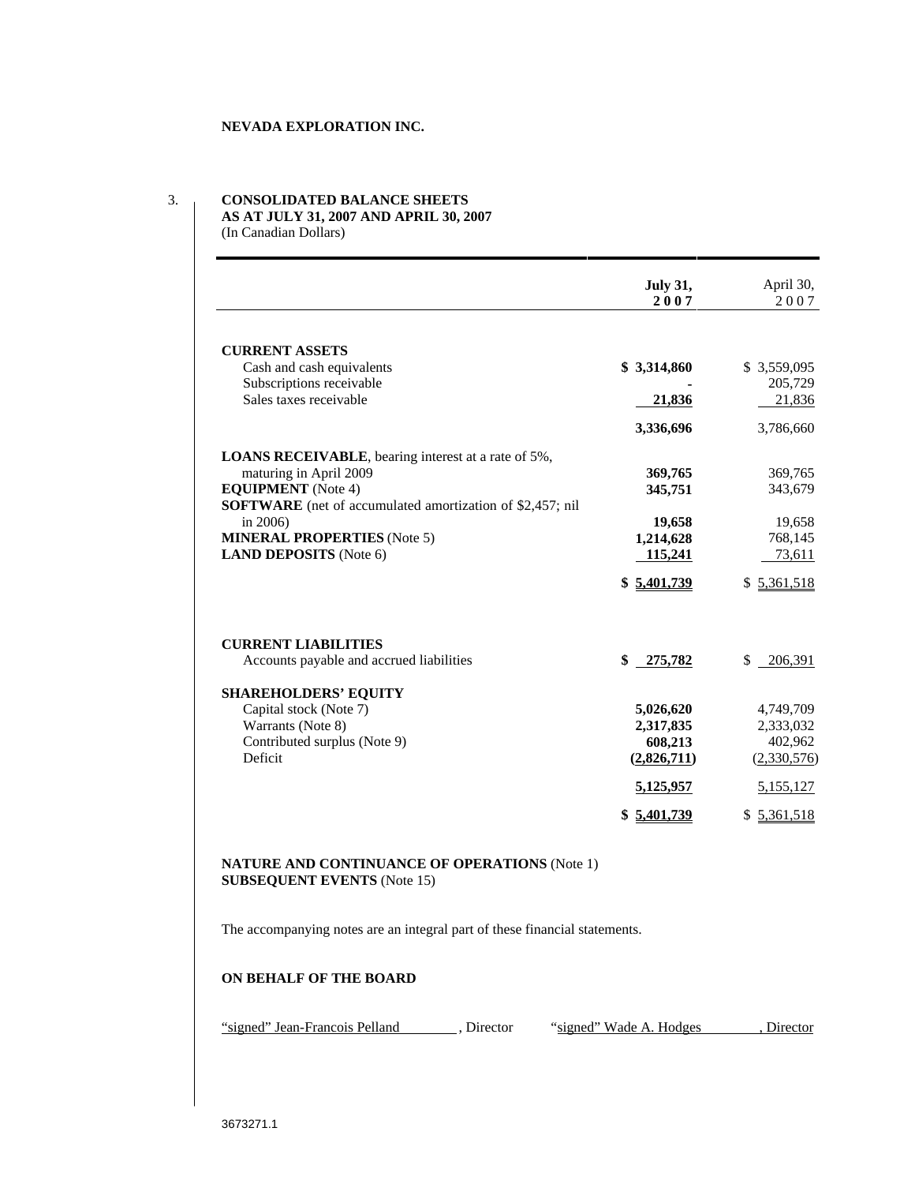**NEVADA EXPLORATION INC.**

3.

**CONSOLIDATED BALANCE SHEETS**
**AS AT JULY 31, 2007 AND APRIL 30, 2007**
(In Canadian Dollars)

| | **July 31, 2007** | April 30, 2007 |
|---|---|---|
| **CURRENT ASSETS** | | |
| Cash and cash equivalents | **$ 3,314,860** | $ 3,559,095 |
| Subscriptions receivable | **-** | 205,729 |
| Sales taxes receivable | **21,836** | 21,836 |
| | **3,336,696** | 3,786,660 |
| **LOANS RECEIVABLE**, bearing interest at a rate of 5%, maturing in April 2009 | **369,765** | 369,765 |
| **EQUIPMENT** (Note 4) | **345,751** | 343,679 |
| **SOFTWARE** (net of accumulated amortization of $2,457; nil in 2006) | **19,658** | 19,658 |
| **MINERAL PROPERTIES** (Note 5) | **1,214,628** | 768,145 |
| **LAND DEPOSITS** (Note 6) | **115,241** | 73,611 |
| | **$ 5,401,739** | $ 5,361,518 |
| **CURRENT LIABILITIES** | | |
| Accounts payable and accrued liabilities | **$ 275,782** | $ 206,391 |
| **SHAREHOLDERS' EQUITY** | | |
| Capital stock (Note 7) | **5,026,620** | 4,749,709 |
| Warrants (Note 8) | **2,317,835** | 2,333,032 |
| Contributed surplus (Note 9) | **608,213** | 402,962 |
| Deficit | **(2,826,711)** | (2,330,576) |
| | **5,125,957** | 5,155,127 |
| | **$ 5,401,739** | $ 5,361,518 |

**NATURE AND CONTINUANCE OF OPERATIONS** (Note 1)
**SUBSEQUENT EVENTS** (Note 15)

The accompanying notes are an integral part of these financial statements.

**ON BEHALF OF THE BOARD**

"signed" Jean-Francois Pelland, Director "signed" Wade A. Hodges, Director

3673271.1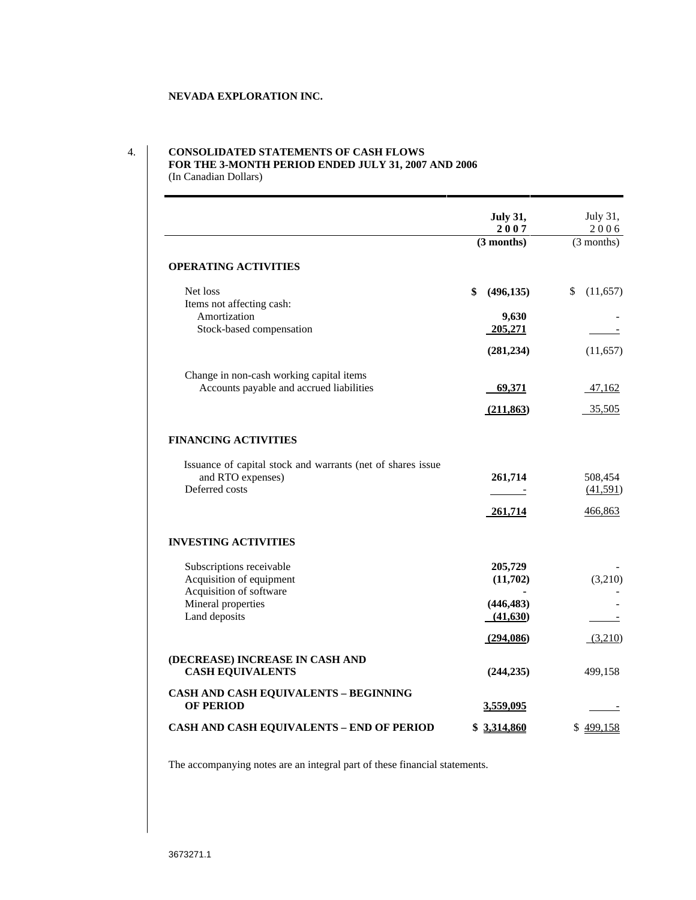**NEVADA EXPLORATION INC.**

4.

**CONSOLIDATED STATEMENTS OF CASH FLOWS**
**FOR THE 3-MONTH PERIOD ENDED JULY 31, 2007 AND 2006**
(In Canadian Dollars)

| | **July 31, 2007 (3 months)** | July 31, 2006 (3 months) |
|---|---|---|
| **OPERATING ACTIVITIES** | | |
| Net loss | **$ (496,135)** | $ (11,657) |
| Items not affecting cash: | | |
| Amortization | **9,630** | - |
| Stock-based compensation | **205,271** | - |
| | **(281,234)** | (11,657) |
| Change in non-cash working capital items | | |
| Accounts payable and accrued liabilities | **69,371** | 47,162 |
| | **(211,863)** | 35,505 |
| **FINANCING ACTIVITIES** | | |
| Issuance of capital stock and warrants (net of shares issue and RTO expenses) | **261,714** | 508,454 |
| Deferred costs | - | (41,591) |
| | **261,714** | 466,863 |
| **INVESTING ACTIVITIES** | | |
| Subscriptions receivable | **205,729** | - |
| Acquisition of equipment | **(11,702)** | (3,210) |
| Acquisition of software | **-** | - |
| Mineral properties | **(446,483)** | - |
| Land deposits | **(41,630)** | - |
| | **(294,086)** | (3,210) |
| **(DECREASE) INCREASE IN CASH AND CASH EQUIVALENTS** | **(244,235)** | 499,158 |
| **CASH AND CASH EQUIVALENTS – BEGINNING OF PERIOD** | **3,559,095** | - |
| **CASH AND CASH EQUIVALENTS – END OF PERIOD** | **$ 3,314,860** | $ 499,158 |

The accompanying notes are an integral part of these financial statements.

3673271.1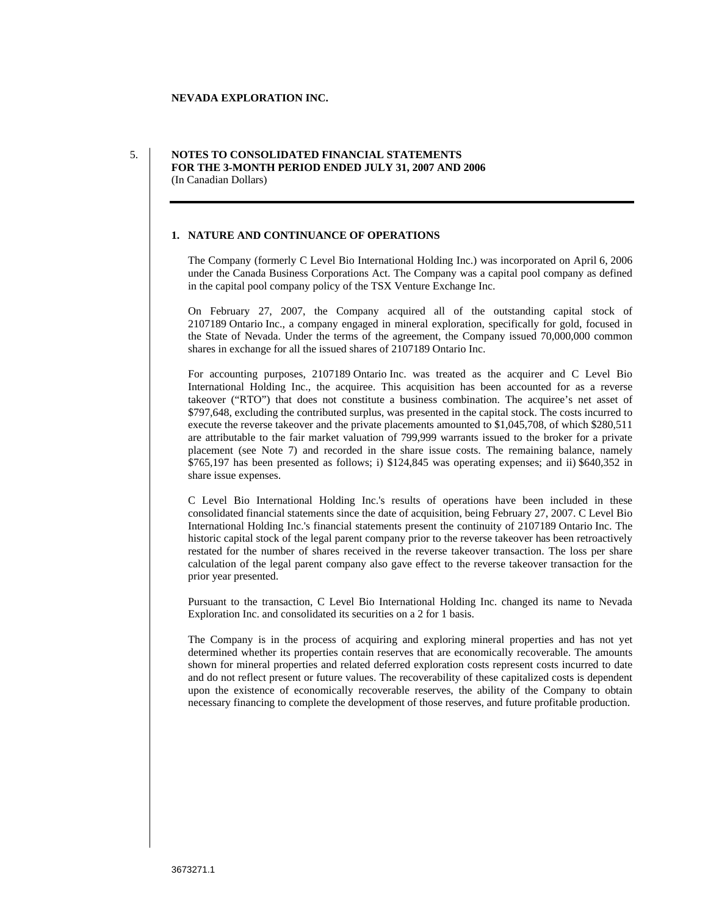**NEVADA EXPLORATION INC.**

5.

**NOTES TO CONSOLIDATED FINANCIAL STATEMENTS**
**FOR THE 3-MONTH PERIOD ENDED JULY 31, 2007 AND 2006**
(In Canadian Dollars)

## 1. NATURE AND CONTINUANCE OF OPERATIONS

The Company (formerly C Level Bio International Holding Inc.) was incorporated on April 6, 2006 under the Canada Business Corporations Act. The Company was a capital pool company as defined in the capital pool company policy of the TSX Venture Exchange Inc.

On February 27, 2007, the Company acquired all of the outstanding capital stock of 2107189 Ontario Inc., a company engaged in mineral exploration, specifically for gold, focused in the State of Nevada. Under the terms of the agreement, the Company issued 70,000,000 common shares in exchange for all the issued shares of 2107189 Ontario Inc.

For accounting purposes, 2107189 Ontario Inc. was treated as the acquirer and C Level Bio International Holding Inc., the acquiree. This acquisition has been accounted for as a reverse takeover ("RTO") that does not constitute a business combination. The acquiree's net asset of $797,648, excluding the contributed surplus, was presented in the capital stock. The costs incurred to execute the reverse takeover and the private placements amounted to $1,045,708, of which $280,511 are attributable to the fair market valuation of 799,999 warrants issued to the broker for a private placement (see Note 7) and recorded in the share issue costs. The remaining balance, namely $765,197 has been presented as follows; i) $124,845 was operating expenses; and ii) $640,352 in share issue expenses.

C Level Bio International Holding Inc.'s results of operations have been included in these consolidated financial statements since the date of acquisition, being February 27, 2007. C Level Bio International Holding Inc.'s financial statements present the continuity of 2107189 Ontario Inc. The historic capital stock of the legal parent company prior to the reverse takeover has been retroactively restated for the number of shares received in the reverse takeover transaction. The loss per share calculation of the legal parent company also gave effect to the reverse takeover transaction for the prior year presented.

Pursuant to the transaction, C Level Bio International Holding Inc. changed its name to Nevada Exploration Inc. and consolidated its securities on a 2 for 1 basis.

The Company is in the process of acquiring and exploring mineral properties and has not yet determined whether its properties contain reserves that are economically recoverable. The amounts shown for mineral properties and related deferred exploration costs represent costs incurred to date and do not reflect present or future values. The recoverability of these capitalized costs is dependent upon the existence of economically recoverable reserves, the ability of the Company to obtain necessary financing to complete the development of those reserves, and future profitable production.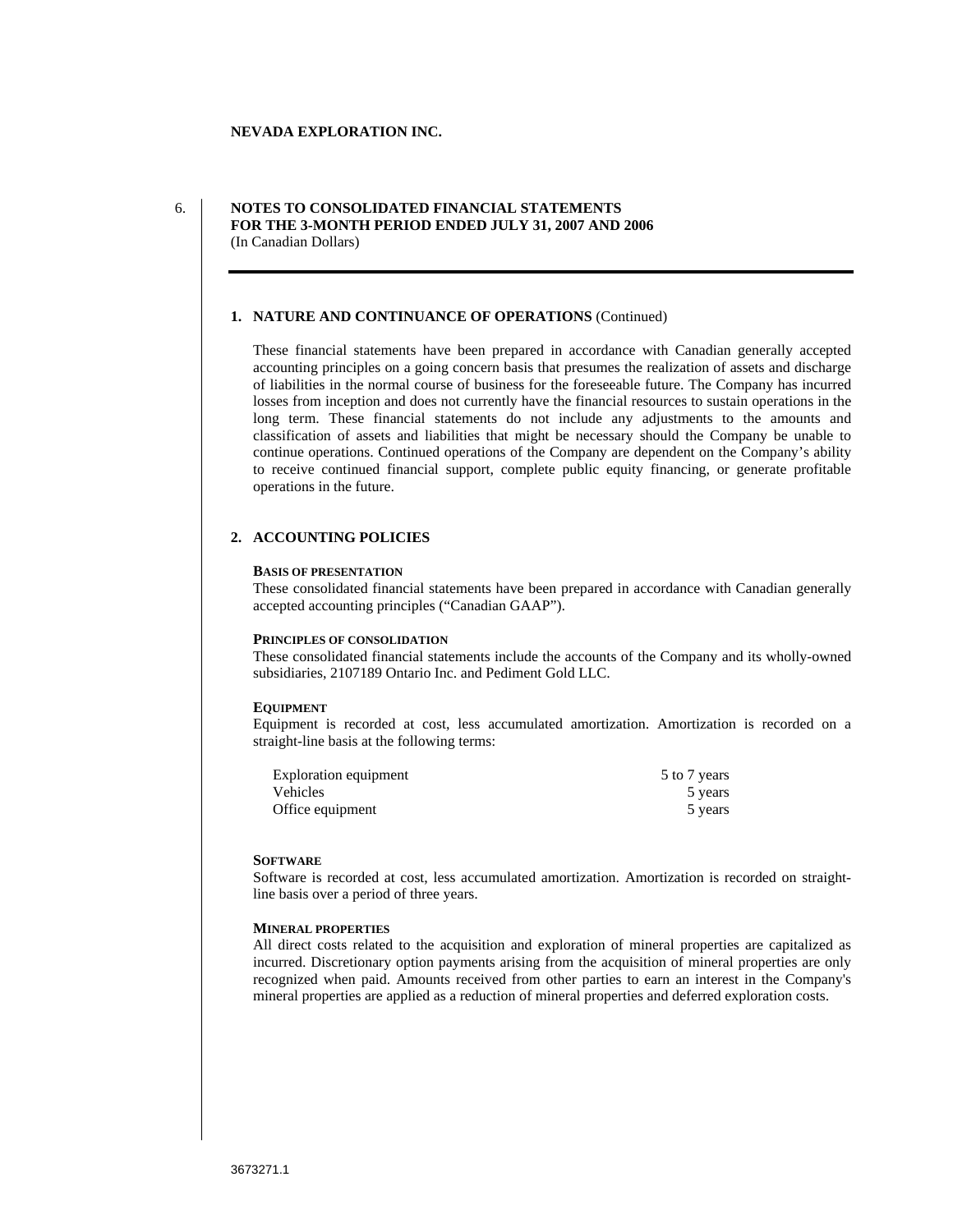**NEVADA EXPLORATION INC.**

**NOTES TO CONSOLIDATED FINANCIAL STATEMENTS**
**FOR THE 3-MONTH PERIOD ENDED JULY 31, 2007 AND 2006**
(In Canadian Dollars)

## 1. NATURE AND CONTINUANCE OF OPERATIONS (Continued)

These financial statements have been prepared in accordance with Canadian generally accepted accounting principles on a going concern basis that presumes the realization of assets and discharge of liabilities in the normal course of business for the foreseeable future. The Company has incurred losses from inception and does not currently have the financial resources to sustain operations in the long term. These financial statements do not include any adjustments to the amounts and classification of assets and liabilities that might be necessary should the Company be unable to continue operations. Continued operations of the Company are dependent on the Company's ability to receive continued financial support, complete public equity financing, or generate profitable operations in the future.

## 2. ACCOUNTING POLICIES

**BASIS OF PRESENTATION**

These consolidated financial statements have been prepared in accordance with Canadian generally accepted accounting principles ("Canadian GAAP").

**PRINCIPLES OF CONSOLIDATION**

These consolidated financial statements include the accounts of the Company and its wholly-owned subsidiaries, 2107189 Ontario Inc. and Pediment Gold LLC.

**EQUIPMENT**

Equipment is recorded at cost, less accumulated amortization. Amortization is recorded on a straight-line basis at the following terms:

| | |
|---|---|
| Exploration equipment | 5 to 7 years |
| Vehicles | 5 years |
| Office equipment | 5 years |

**SOFTWARE**

Software is recorded at cost, less accumulated amortization. Amortization is recorded on straight-line basis over a period of three years.

**MINERAL PROPERTIES**

All direct costs related to the acquisition and exploration of mineral properties are capitalized as incurred. Discretionary option payments arising from the acquisition of mineral properties are only recognized when paid. Amounts received from other parties to earn an interest in the Company's mineral properties are applied as a reduction of mineral properties and deferred exploration costs.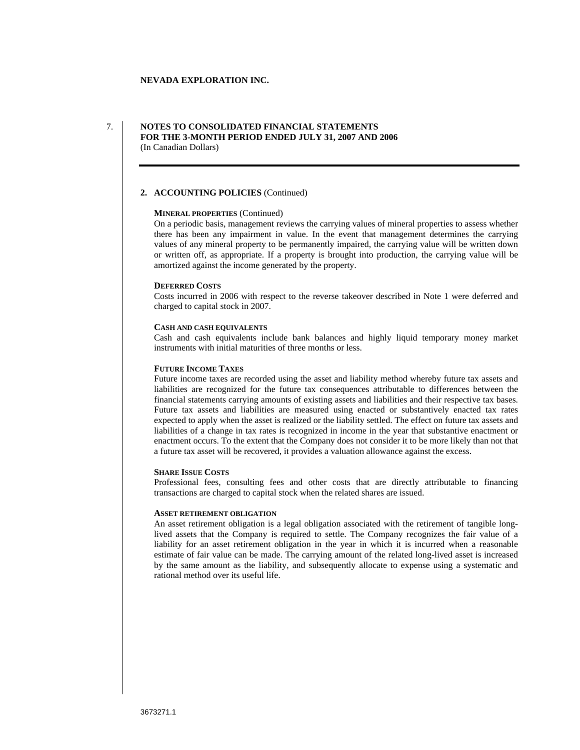**NEVADA EXPLORATION INC.**

**NOTES TO CONSOLIDATED FINANCIAL STATEMENTS**
**FOR THE 3-MONTH PERIOD ENDED JULY 31, 2007 AND 2006**
(In Canadian Dollars)

## 2. ACCOUNTING POLICIES (Continued)

### MINERAL PROPERTIES (Continued)

On a periodic basis, management reviews the carrying values of mineral properties to assess whether there has been any impairment in value. In the event that management determines the carrying values of any mineral property to be permanently impaired, the carrying value will be written down or written off, as appropriate. If a property is brought into production, the carrying value will be amortized against the income generated by the property.

### DEFERRED COSTS

Costs incurred in 2006 with respect to the reverse takeover described in Note 1 were deferred and charged to capital stock in 2007.

### CASH AND CASH EQUIVALENTS

Cash and cash equivalents include bank balances and highly liquid temporary money market instruments with initial maturities of three months or less.

### FUTURE INCOME TAXES

Future income taxes are recorded using the asset and liability method whereby future tax assets and liabilities are recognized for the future tax consequences attributable to differences between the financial statements carrying amounts of existing assets and liabilities and their respective tax bases. Future tax assets and liabilities are measured using enacted or substantively enacted tax rates expected to apply when the asset is realized or the liability settled. The effect on future tax assets and liabilities of a change in tax rates is recognized in income in the year that substantive enactment or enactment occurs. To the extent that the Company does not consider it to be more likely than not that a future tax asset will be recovered, it provides a valuation allowance against the excess.

### SHARE ISSUE COSTS

Professional fees, consulting fees and other costs that are directly attributable to financing transactions are charged to capital stock when the related shares are issued.

### ASSET RETIREMENT OBLIGATION

An asset retirement obligation is a legal obligation associated with the retirement of tangible long-lived assets that the Company is required to settle. The Company recognizes the fair value of a liability for an asset retirement obligation in the year in which it is incurred when a reasonable estimate of fair value can be made. The carrying amount of the related long-lived asset is increased by the same amount as the liability, and subsequently allocate to expense using a systematic and rational method over its useful life.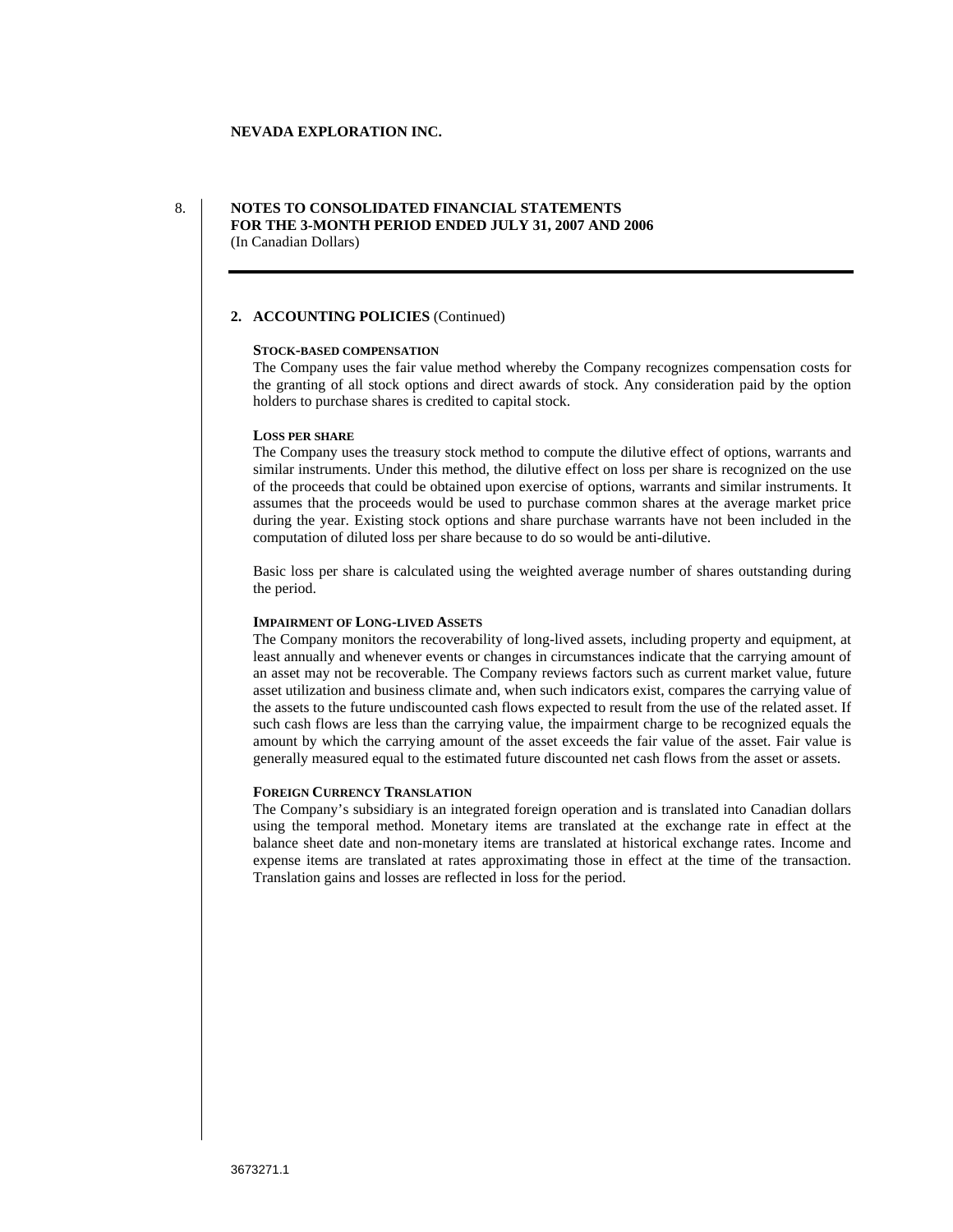**NEVADA EXPLORATION INC.**

**NOTES TO CONSOLIDATED FINANCIAL STATEMENTS**
**FOR THE 3-MONTH PERIOD ENDED JULY 31, 2007 AND 2006**
(In Canadian Dollars)

## 2. ACCOUNTING POLICIES (Continued)

**STOCK-BASED COMPENSATION**

The Company uses the fair value method whereby the Company recognizes compensation costs for the granting of all stock options and direct awards of stock. Any consideration paid by the option holders to purchase shares is credited to capital stock.

**LOSS PER SHARE**

The Company uses the treasury stock method to compute the dilutive effect of options, warrants and similar instruments. Under this method, the dilutive effect on loss per share is recognized on the use of the proceeds that could be obtained upon exercise of options, warrants and similar instruments. It assumes that the proceeds would be used to purchase common shares at the average market price during the year. Existing stock options and share purchase warrants have not been included in the computation of diluted loss per share because to do so would be anti-dilutive.

Basic loss per share is calculated using the weighted average number of shares outstanding during the period.

**IMPAIRMENT OF LONG-LIVED ASSETS**

The Company monitors the recoverability of long-lived assets, including property and equipment, at least annually and whenever events or changes in circumstances indicate that the carrying amount of an asset may not be recoverable. The Company reviews factors such as current market value, future asset utilization and business climate and, when such indicators exist, compares the carrying value of the assets to the future undiscounted cash flows expected to result from the use of the related asset. If such cash flows are less than the carrying value, the impairment charge to be recognized equals the amount by which the carrying amount of the asset exceeds the fair value of the asset. Fair value is generally measured equal to the estimated future discounted net cash flows from the asset or assets.

**FOREIGN CURRENCY TRANSLATION**

The Company's subsidiary is an integrated foreign operation and is translated into Canadian dollars using the temporal method. Monetary items are translated at the exchange rate in effect at the balance sheet date and non-monetary items are translated at historical exchange rates. Income and expense items are translated at rates approximating those in effect at the time of the transaction. Translation gains and losses are reflected in loss for the period.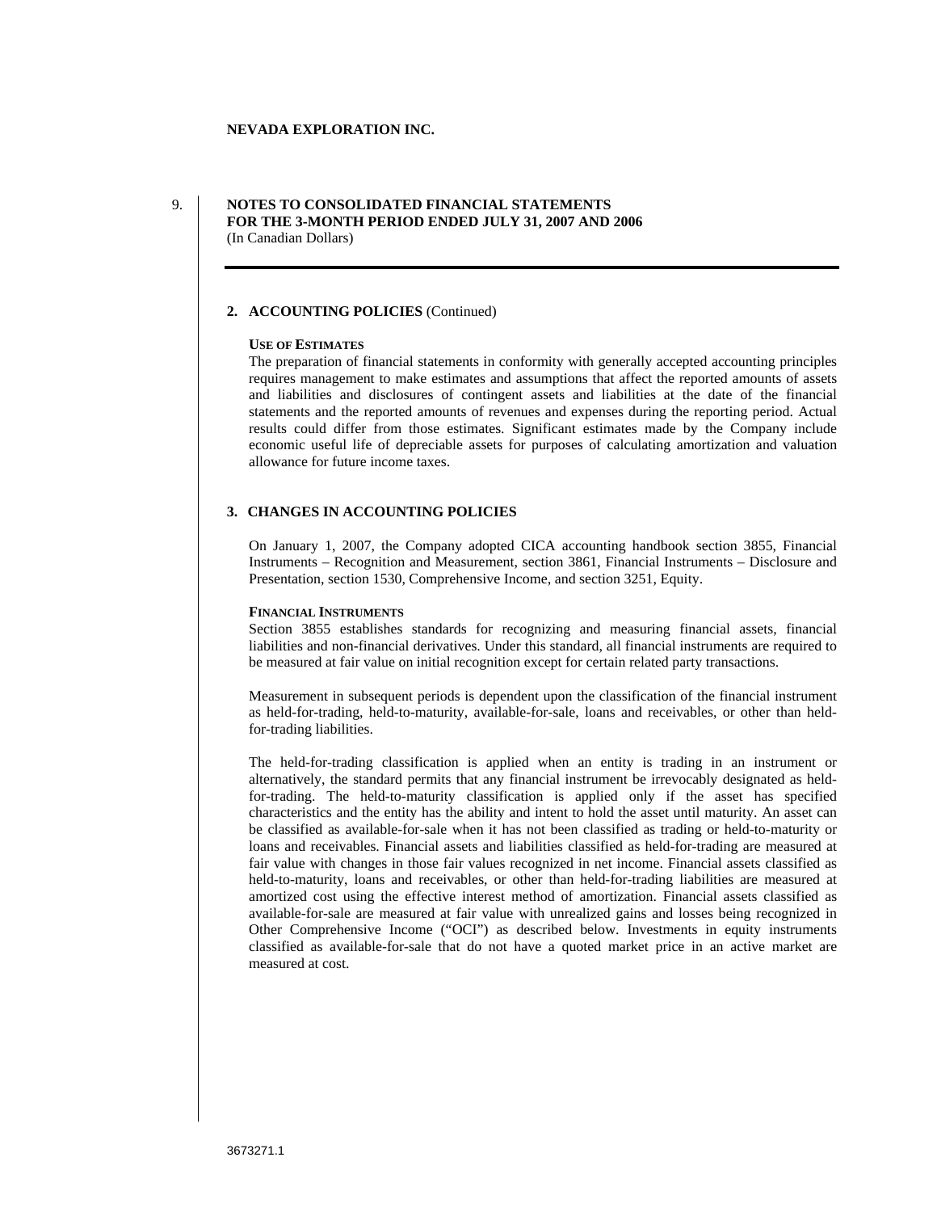**NEVADA EXPLORATION INC.**

**NOTES TO CONSOLIDATED FINANCIAL STATEMENTS**
**FOR THE 3-MONTH PERIOD ENDED JULY 31, 2007 AND 2006**
(In Canadian Dollars)

## 2. ACCOUNTING POLICIES (Continued)

**USE OF ESTIMATES**

The preparation of financial statements in conformity with generally accepted accounting principles requires management to make estimates and assumptions that affect the reported amounts of assets and liabilities and disclosures of contingent assets and liabilities at the date of the financial statements and the reported amounts of revenues and expenses during the reporting period. Actual results could differ from those estimates. Significant estimates made by the Company include economic useful life of depreciable assets for purposes of calculating amortization and valuation allowance for future income taxes.

## 3. CHANGES IN ACCOUNTING POLICIES

On January 1, 2007, the Company adopted CICA accounting handbook section 3855, Financial Instruments – Recognition and Measurement, section 3861, Financial Instruments – Disclosure and Presentation, section 1530, Comprehensive Income, and section 3251, Equity.

**FINANCIAL INSTRUMENTS**

Section 3855 establishes standards for recognizing and measuring financial assets, financial liabilities and non-financial derivatives. Under this standard, all financial instruments are required to be measured at fair value on initial recognition except for certain related party transactions.

Measurement in subsequent periods is dependent upon the classification of the financial instrument as held-for-trading, held-to-maturity, available-for-sale, loans and receivables, or other than held-for-trading liabilities.

The held-for-trading classification is applied when an entity is trading in an instrument or alternatively, the standard permits that any financial instrument be irrevocably designated as held-for-trading. The held-to-maturity classification is applied only if the asset has specified characteristics and the entity has the ability and intent to hold the asset until maturity. An asset can be classified as available-for-sale when it has not been classified as trading or held-to-maturity or loans and receivables. Financial assets and liabilities classified as held-for-trading are measured at fair value with changes in those fair values recognized in net income. Financial assets classified as held-to-maturity, loans and receivables, or other than held-for-trading liabilities are measured at amortized cost using the effective interest method of amortization. Financial assets classified as available-for-sale are measured at fair value with unrealized gains and losses being recognized in Other Comprehensive Income ("OCI") as described below. Investments in equity instruments classified as available-for-sale that do not have a quoted market price in an active market are measured at cost.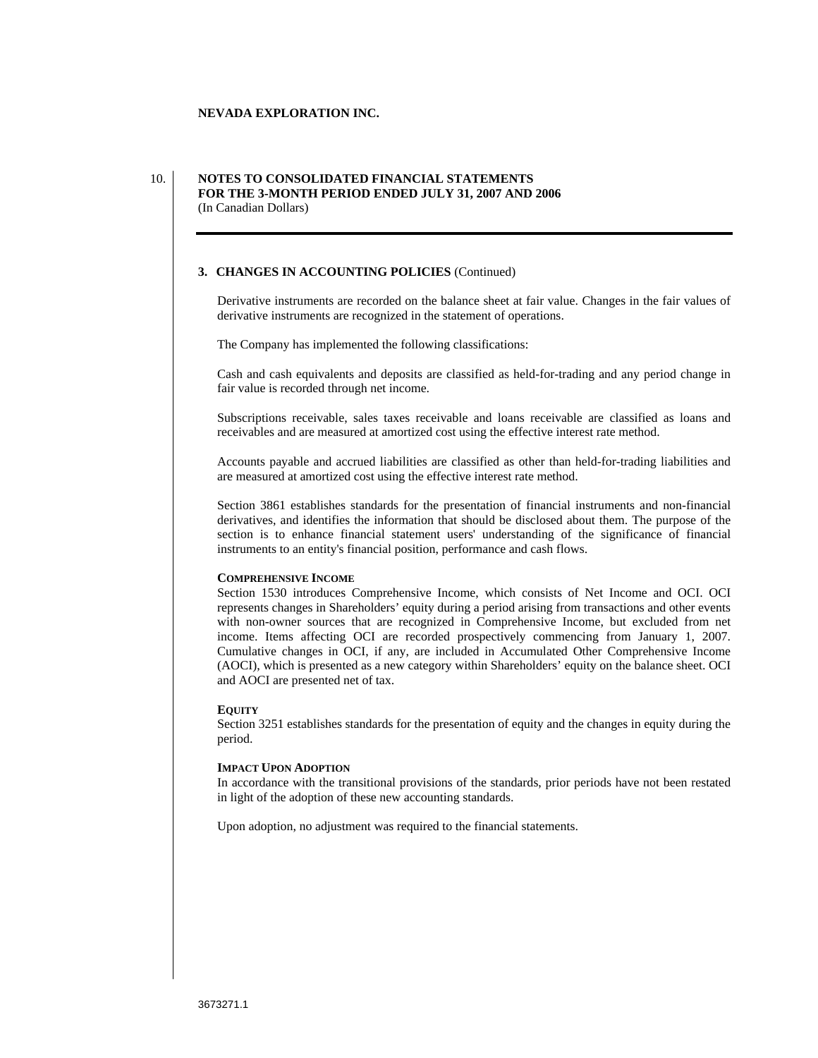**NEVADA EXPLORATION INC.**

**NOTES TO CONSOLIDATED FINANCIAL STATEMENTS**
**FOR THE 3-MONTH PERIOD ENDED JULY 31, 2007 AND 2006**
(In Canadian Dollars)

### 3. CHANGES IN ACCOUNTING POLICIES (Continued)

Derivative instruments are recorded on the balance sheet at fair value. Changes in the fair values of derivative instruments are recognized in the statement of operations.

The Company has implemented the following classifications:

Cash and cash equivalents and deposits are classified as held-for-trading and any period change in fair value is recorded through net income.

Subscriptions receivable, sales taxes receivable and loans receivable are classified as loans and receivables and are measured at amortized cost using the effective interest rate method.

Accounts payable and accrued liabilities are classified as other than held-for-trading liabilities and are measured at amortized cost using the effective interest rate method.

Section 3861 establishes standards for the presentation of financial instruments and non-financial derivatives, and identifies the information that should be disclosed about them. The purpose of the section is to enhance financial statement users' understanding of the significance of financial instruments to an entity's financial position, performance and cash flows.

**COMPREHENSIVE INCOME**

Section 1530 introduces Comprehensive Income, which consists of Net Income and OCI. OCI represents changes in Shareholders' equity during a period arising from transactions and other events with non-owner sources that are recognized in Comprehensive Income, but excluded from net income. Items affecting OCI are recorded prospectively commencing from January 1, 2007. Cumulative changes in OCI, if any, are included in Accumulated Other Comprehensive Income (AOCI), which is presented as a new category within Shareholders' equity on the balance sheet. OCI and AOCI are presented net of tax.

**EQUITY**

Section 3251 establishes standards for the presentation of equity and the changes in equity during the period.

**IMPACT UPON ADOPTION**

In accordance with the transitional provisions of the standards, prior periods have not been restated in light of the adoption of these new accounting standards.

Upon adoption, no adjustment was required to the financial statements.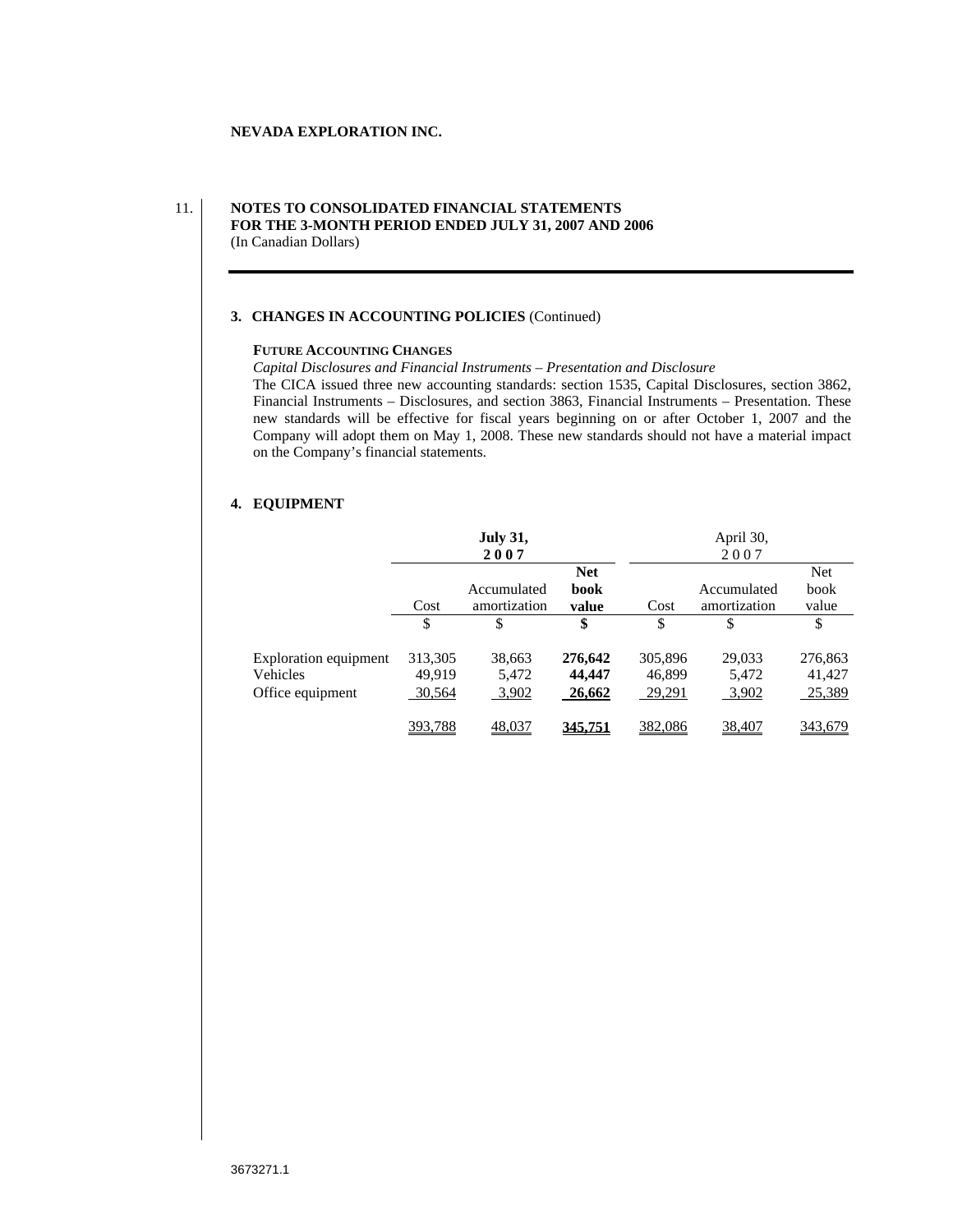NEVADA EXPLORATION INC.

11. **NOTES TO CONSOLIDATED FINANCIAL STATEMENTS**
**FOR THE 3-MONTH PERIOD ENDED JULY 31, 2007 AND 2006**
(In Canadian Dollars)

### 3. CHANGES IN ACCOUNTING POLICIES (Continued)

**FUTURE ACCOUNTING CHANGES**

*Capital Disclosures and Financial Instruments – Presentation and Disclosure*

The CICA issued three new accounting standards: section 1535, Capital Disclosures, section 3862, Financial Instruments – Disclosures, and section 3863, Financial Instruments – Presentation. These new standards will be effective for fiscal years beginning on or after October 1, 2007 and the Company will adopt them on May 1, 2008. These new standards should not have a material impact on the Company's financial statements.

### 4. EQUIPMENT

| | **July 31, 2007** | | | April 30, 2007 | | |
|---|---|---|---|---|---|---|
| | Cost | Accumulated amortization | **Net book value** | Cost | Accumulated amortization | Net book value |
| | $ | $ | **$** | $ | $ | $ |
| Exploration equipment | 313,305 | 38,663 | **276,642** | 305,896 | 29,033 | 276,863 |
| Vehicles | 49,919 | 5,472 | **44,447** | 46,899 | 5,472 | 41,427 |
| Office equipment | 30,564 | 3,902 | **26,662** | 29,291 | 3,902 | 25,389 |
| | 393,788 | 48,037 | **345,751** | 382,086 | 38,407 | 343,679 |

3673271.1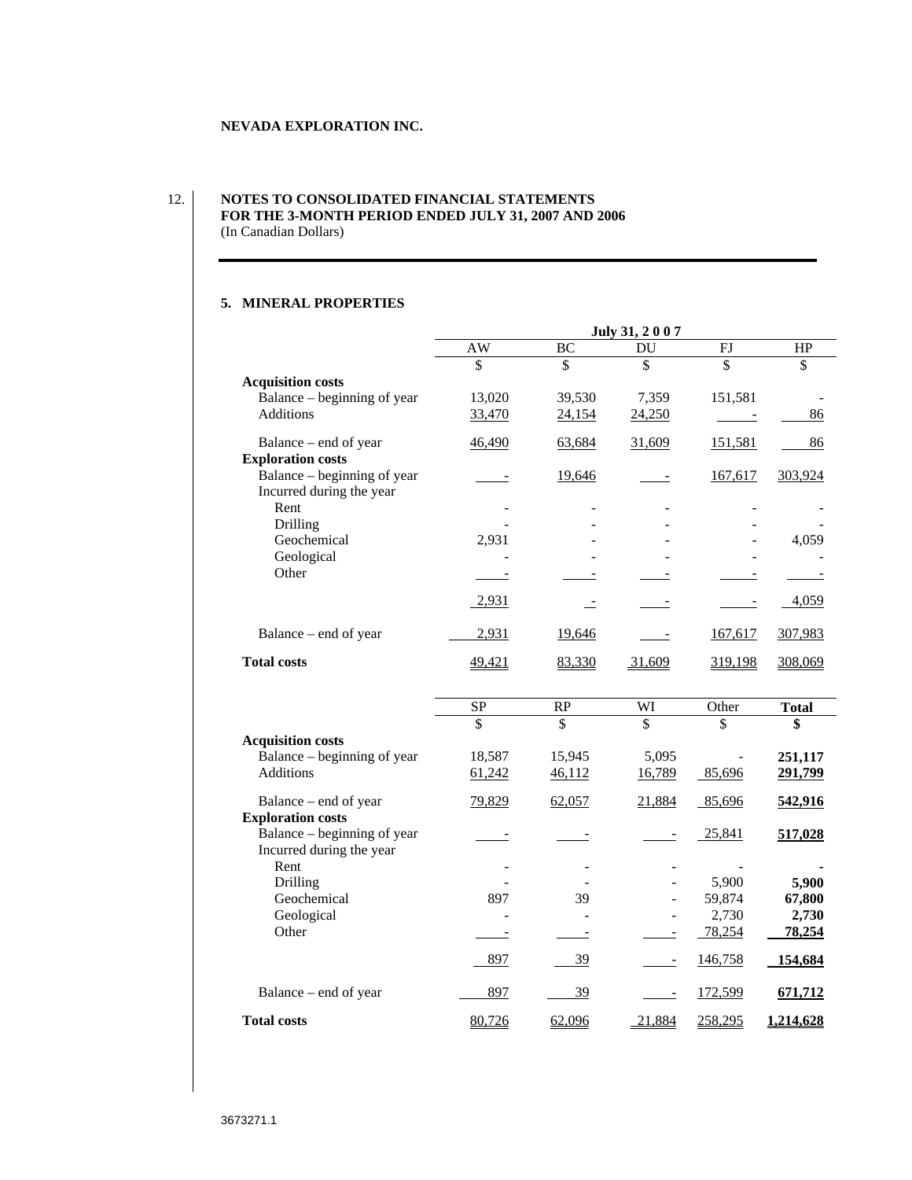**NEVADA EXPLORATION INC.**

**NOTES TO CONSOLIDATED FINANCIAL STATEMENTS**
**FOR THE 3-MONTH PERIOD ENDED JULY 31, 2007 AND 2006**
(In Canadian Dollars)

## 5. MINERAL PROPERTIES

| | July 31, 2 0 0 7 | | | | |
|---|---|---|---|---|---|
| | AW | BC | DU | FJ | HP |
| | $ | $ | $ | $ | $ |
| **Acquisition costs** | | | | | |
| Balance – beginning of year | 13,020 | 39,530 | 7,359 | 151,581 | - |
| Additions | 33,470 | 24,154 | 24,250 | - | 86 |
| Balance – end of year | 46,490 | 63,684 | 31,609 | 151,581 | 86 |
| **Exploration costs** | | | | | |
| Balance – beginning of year | - | 19,646 | - | 167,617 | 303,924 |
| Incurred during the year | | | | | |
| Rent | - | - | - | - | - |
| Drilling | - | - | - | - | - |
| Geochemical | 2,931 | - | - | - | 4,059 |
| Geological | - | - | - | - | - |
| Other | - | - | - | - | - |
| | 2,931 | - | - | - | 4,059 |
| Balance – end of year | 2,931 | 19,646 | - | 167,617 | 307,983 |
| **Total costs** | 49,421 | 83,330 | 31,609 | 319,198 | 308,069 |

| | SP | RP | WI | Other | **Total** |
|---|---|---|---|---|---|
| | $ | $ | $ | $ | **$** |
| **Acquisition costs** | | | | | |
| Balance – beginning of year | 18,587 | 15,945 | 5,095 | - | **251,117** |
| Additions | 61,242 | 46,112 | 16,789 | 85,696 | **291,799** |
| Balance – end of year | 79,829 | 62,057 | 21,884 | 85,696 | **542,916** |
| **Exploration costs** | | | | | |
| Balance – beginning of year | - | - | - | 25,841 | **517,028** |
| Incurred during the year | | | | | |
| Rent | - | - | - | - | **-** |
| Drilling | - | - | - | 5,900 | **5,900** |
| Geochemical | 897 | 39 | - | 59,874 | **67,800** |
| Geological | - | - | - | 2,730 | **2,730** |
| Other | - | - | - | 78,254 | **78,254** |
| | 897 | 39 | - | 146,758 | **154,684** |
| Balance – end of year | 897 | 39 | - | 172,599 | **671,712** |
| **Total costs** | 80,726 | 62,096 | 21,884 | 258,295 | **1,214,628** |

3673271.1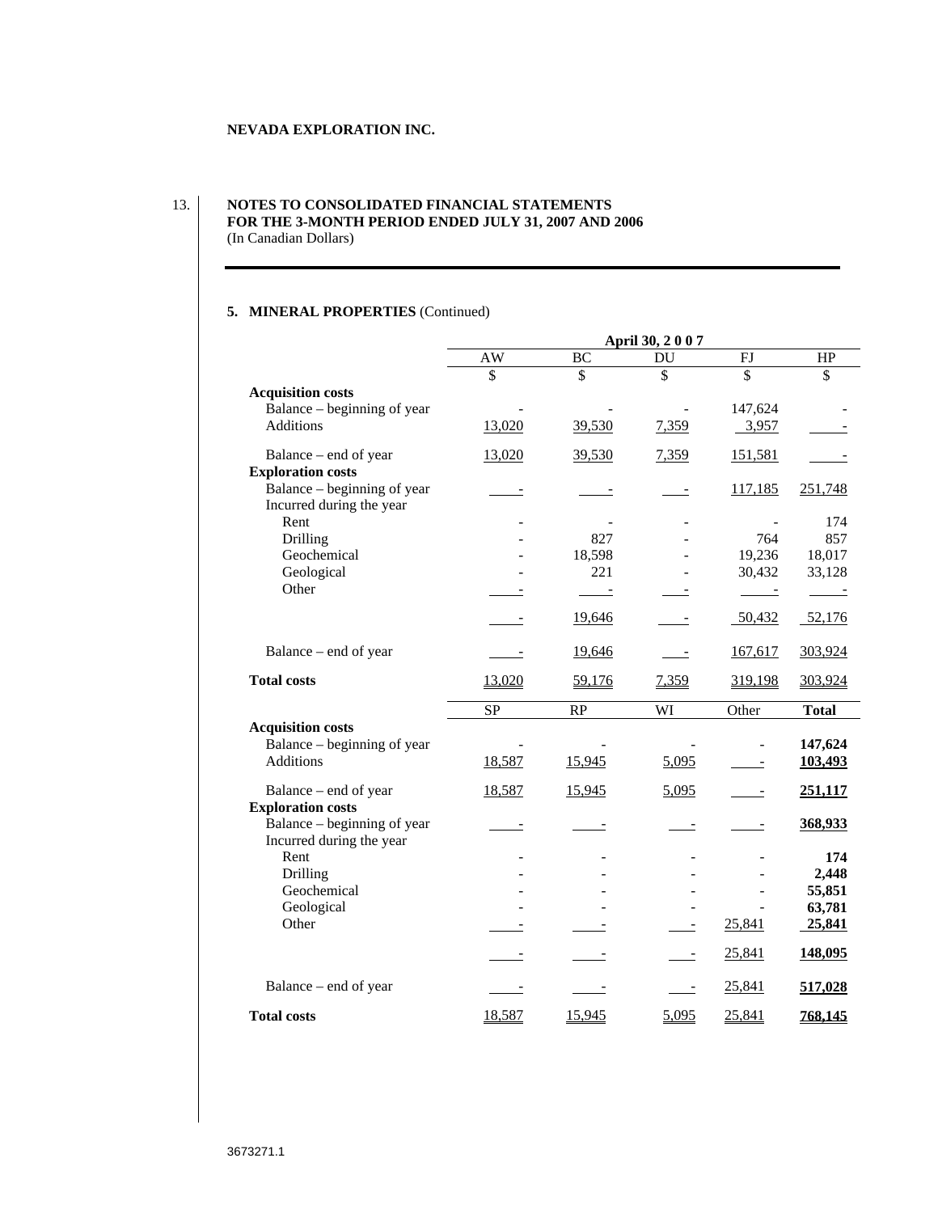**NEVADA EXPLORATION INC.**

**NOTES TO CONSOLIDATED FINANCIAL STATEMENTS**
**FOR THE 3-MONTH PERIOD ENDED JULY 31, 2007 AND 2006**
(In Canadian Dollars)

**5. MINERAL PROPERTIES** (Continued)

| | April 30, 2 0 0 7 | | | | |
|---|---|---|---|---|---|
| | AW | BC | DU | FJ | HP |
| | $ | $ | $ | $ | $ |
| **Acquisition costs** | | | | | |
| Balance – beginning of year | - | - | - | 147,624 | - |
| Additions | 13,020 | 39,530 | 7,359 | 3,957 | - |
| Balance – end of year | 13,020 | 39,530 | 7,359 | 151,581 | - |
| **Exploration costs** | | | | | |
| Balance – beginning of year | - | - | - | 117,185 | 251,748 |
| Incurred during the year | | | | | |
| Rent | - | - | - | - | 174 |
| Drilling | - | 827 | - | 764 | 857 |
| Geochemical | - | 18,598 | - | 19,236 | 18,017 |
| Geological | - | 221 | - | 30,432 | 33,128 |
| Other | - | - | - | - | - |
| | - | 19,646 | - | 50,432 | 52,176 |
| Balance – end of year | - | 19,646 | - | 167,617 | 303,924 |
| **Total costs** | 13,020 | 59,176 | 7,359 | 319,198 | 303,924 |

| | SP | RP | WI | Other | **Total** |
|---|---|---|---|---|---|
| **Acquisition costs** | | | | | |
| Balance – beginning of year | - | - | - | - | **147,624** |
| Additions | 18,587 | 15,945 | 5,095 | - | **103,493** |
| Balance – end of year | 18,587 | 15,945 | 5,095 | - | **251,117** |
| **Exploration costs** | | | | | |
| Balance – beginning of year | - | - | - | - | **368,933** |
| Incurred during the year | | | | | |
| Rent | - | - | - | - | **174** |
| Drilling | - | - | - | - | **2,448** |
| Geochemical | - | - | - | - | **55,851** |
| Geological | - | - | - | - | **63,781** |
| Other | - | - | - | 25,841 | **25,841** |
| | - | - | - | 25,841 | **148,095** |
| Balance – end of year | - | - | - | 25,841 | **517,028** |
| **Total costs** | 18,587 | 15,945 | 5,095 | 25,841 | **768,145** |

3673271.1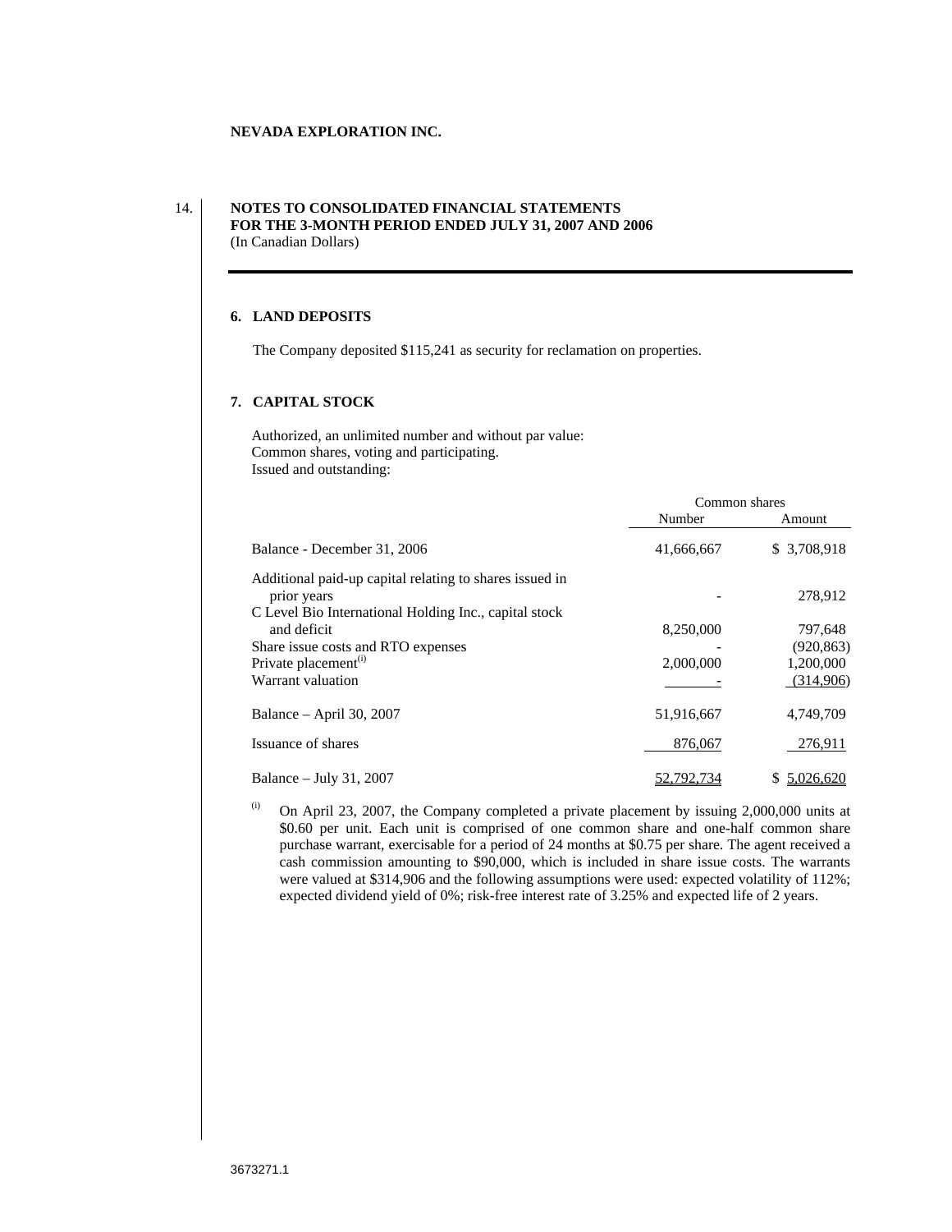**NEVADA EXPLORATION INC.**

**NOTES TO CONSOLIDATED FINANCIAL STATEMENTS**
**FOR THE 3-MONTH PERIOD ENDED JULY 31, 2007 AND 2006**
(In Canadian Dollars)

## 6. LAND DEPOSITS

The Company deposited $115,241 as security for reclamation on properties.

## 7. CAPITAL STOCK

Authorized, an unlimited number and without par value:
Common shares, voting and participating.
Issued and outstanding:

| | Common shares | |
|---|---|---|
| | Number | Amount |
| Balance - December 31, 2006 | 41,666,667 | $ 3,708,918 |
| Additional paid-up capital relating to shares issued in prior years | - | 278,912 |
| C Level Bio International Holding Inc., capital stock and deficit | 8,250,000 | 797,648 |
| Share issue costs and RTO expenses | - | (920,863) |
| Private placement[(i)] | 2,000,000 | 1,200,000 |
| Warrant valuation | - | (314,906) |
| Balance – April 30, 2007 | 51,916,667 | 4,749,709 |
| Issuance of shares | 876,067 | 276,911 |
| Balance – July 31, 2007 | 52,792,734 | $ 5,026,620 |

(i) On April 23, 2007, the Company completed a private placement by issuing 2,000,000 units at $0.60 per unit. Each unit is comprised of one common share and one-half common share purchase warrant, exercisable for a period of 24 months at $0.75 per share. The agent received a cash commission amounting to $90,000, which is included in share issue costs. The warrants were valued at $314,906 and the following assumptions were used: expected volatility of 112%; expected dividend yield of 0%; risk-free interest rate of 3.25% and expected life of 2 years.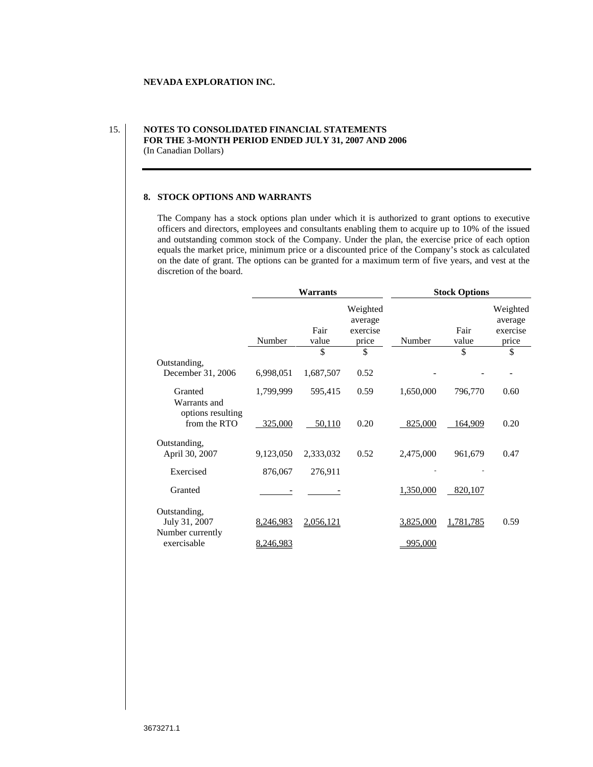**NEVADA EXPLORATION INC.**

**NOTES TO CONSOLIDATED FINANCIAL STATEMENTS**
**FOR THE 3-MONTH PERIOD ENDED JULY 31, 2007 AND 2006**
(In Canadian Dollars)

## 8. STOCK OPTIONS AND WARRANTS

The Company has a stock options plan under which it is authorized to grant options to executive officers and directors, employees and consultants enabling them to acquire up to 10% of the issued and outstanding common stock of the Company. Under the plan, the exercise price of each option equals the market price, minimum price or a discounted price of the Company's stock as calculated on the date of grant. The options can be granted for a maximum term of five years, and vest at the discretion of the board.

| | Warrants | | | Stock Options | | |
|---|---|---|---|---|---|---|
| | Number | Fair value | Weighted average exercise price | Number | Fair value | Weighted average exercise price |
| | | $ | $ | | $ | $ |
| Outstanding, December 31, 2006 | 6,998,051 | 1,687,507 | 0.52 | - | - | - |
| Granted | 1,799,999 | 595,415 | 0.59 | 1,650,000 | 796,770 | 0.60 |
| Warrants and options resulting from the RTO | 325,000 | 50,110 | 0.20 | 825,000 | 164,909 | 0.20 |
| Outstanding, April 30, 2007 | 9,123,050 | 2,333,032 | 0.52 | 2,475,000 | 961,679 | 0.47 |
| Exercised | 876,067 | 276,911 | | - | - | |
| Granted | - | - | | 1,350,000 | 820,107 | |
| Outstanding, July 31, 2007 | 8,246,983 | 2,056,121 | | 3,825,000 | 1,781,785 | 0.59 |
| Number currently exercisable | 8,246,983 | | | 995,000 | | |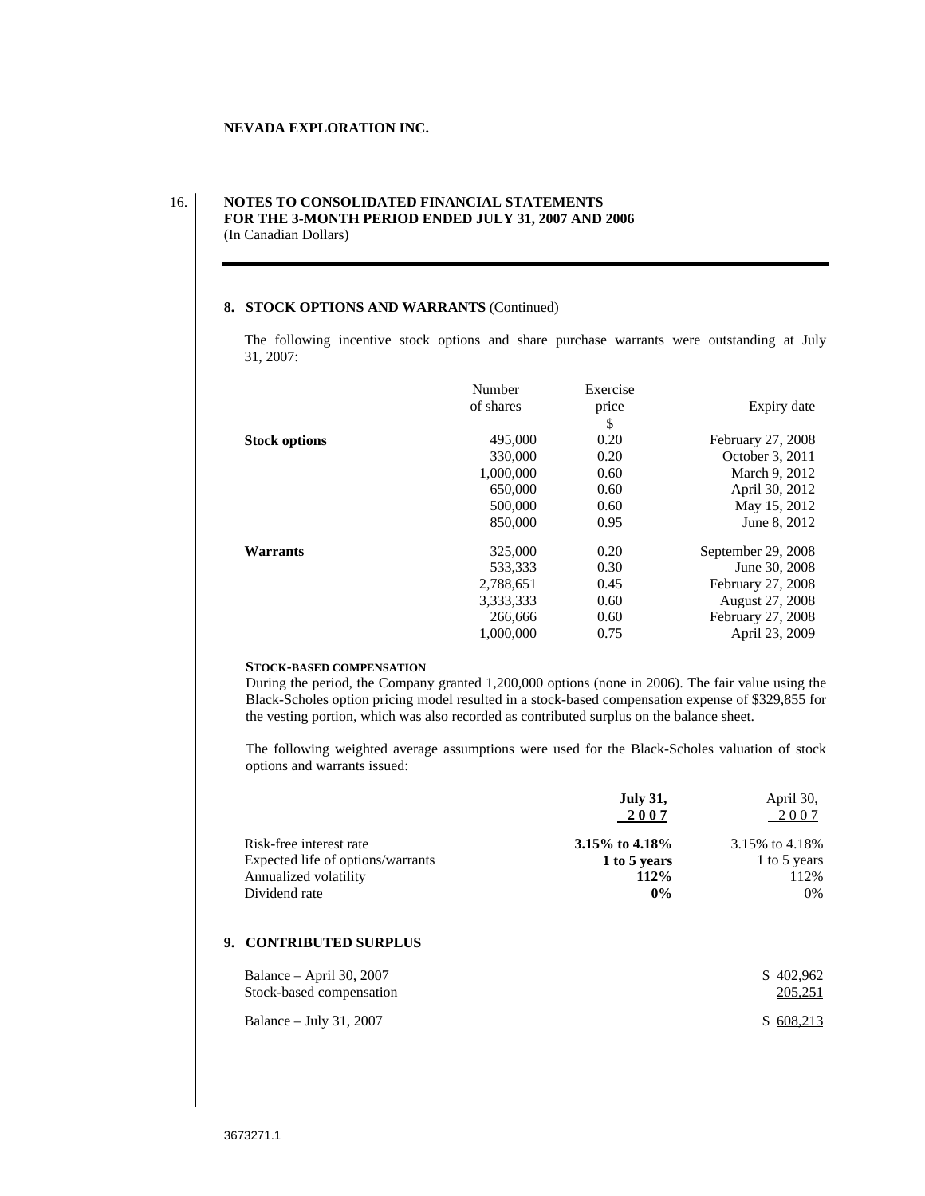**NEVADA EXPLORATION INC.**

**NOTES TO CONSOLIDATED FINANCIAL STATEMENTS**
**FOR THE 3-MONTH PERIOD ENDED JULY 31, 2007 AND 2006**
(In Canadian Dollars)

## 8. STOCK OPTIONS AND WARRANTS (Continued)

The following incentive stock options and share purchase warrants were outstanding at July 31, 2007:

| | Number of shares | Exercise price | Expiry date |
|---|---|---|---|
| | | $ | |
| **Stock options** | 495,000 | 0.20 | February 27, 2008 |
| | 330,000 | 0.20 | October 3, 2011 |
| | 1,000,000 | 0.60 | March 9, 2012 |
| | 650,000 | 0.60 | April 30, 2012 |
| | 500,000 | 0.60 | May 15, 2012 |
| | 850,000 | 0.95 | June 8, 2012 |
| **Warrants** | 325,000 | 0.20 | September 29, 2008 |
| | 533,333 | 0.30 | June 30, 2008 |
| | 2,788,651 | 0.45 | February 27, 2008 |
| | 3,333,333 | 0.60 | August 27, 2008 |
| | 266,666 | 0.60 | February 27, 2008 |
| | 1,000,000 | 0.75 | April 23, 2009 |

**STOCK-BASED COMPENSATION**

During the period, the Company granted 1,200,000 options (none in 2006). The fair value using the Black-Scholes option pricing model resulted in a stock-based compensation expense of $329,855 for the vesting portion, which was also recorded as contributed surplus on the balance sheet.

The following weighted average assumptions were used for the Black-Scholes valuation of stock options and warrants issued:

| | **July 31, 2007** | April 30, 2007 |
|---|---|---|
| Risk-free interest rate | **3.15% to 4.18%** | 3.15% to 4.18% |
| Expected life of options/warrants | **1 to 5 years** | 1 to 5 years |
| Annualized volatility | **112%** | 112% |
| Dividend rate | **0%** | 0% |

## 9. CONTRIBUTED SURPLUS

| | |
|---|---|
| Balance – April 30, 2007 | $ 402,962 |
| Stock-based compensation | 205,251 |
| Balance – July 31, 2007 | $ 608,213 |

3673271.1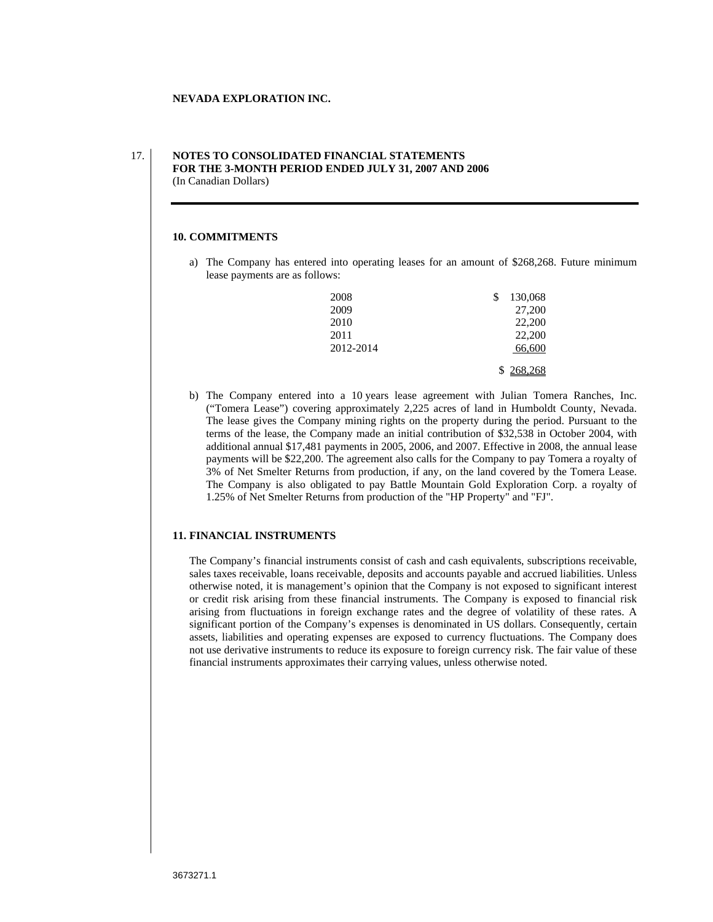**NEVADA EXPLORATION INC.**

**NOTES TO CONSOLIDATED FINANCIAL STATEMENTS**
**FOR THE 3-MONTH PERIOD ENDED JULY 31, 2007 AND 2006**
(In Canadian Dollars)

## 10. COMMITMENTS

a) The Company has entered into operating leases for an amount of $268,268. Future minimum lease payments are as follows:

| | |
|---|---|
| 2008 | $ 130,068 |
| 2009 | 27,200 |
| 2010 | 22,200 |
| 2011 | 22,200 |
| 2012-2014 | 66,600 |
| | $ 268,268 |

b) The Company entered into a 10 years lease agreement with Julian Tomera Ranches, Inc. ("Tomera Lease") covering approximately 2,225 acres of land in Humboldt County, Nevada. The lease gives the Company mining rights on the property during the period. Pursuant to the terms of the lease, the Company made an initial contribution of $32,538 in October 2004, with additional annual $17,481 payments in 2005, 2006, and 2007. Effective in 2008, the annual lease payments will be $22,200. The agreement also calls for the Company to pay Tomera a royalty of 3% of Net Smelter Returns from production, if any, on the land covered by the Tomera Lease. The Company is also obligated to pay Battle Mountain Gold Exploration Corp. a royalty of 1.25% of Net Smelter Returns from production of the "HP Property" and "FJ".

## 11. FINANCIAL INSTRUMENTS

The Company's financial instruments consist of cash and cash equivalents, subscriptions receivable, sales taxes receivable, loans receivable, deposits and accounts payable and accrued liabilities. Unless otherwise noted, it is management's opinion that the Company is not exposed to significant interest or credit risk arising from these financial instruments. The Company is exposed to financial risk arising from fluctuations in foreign exchange rates and the degree of volatility of these rates. A significant portion of the Company's expenses is denominated in US dollars. Consequently, certain assets, liabilities and operating expenses are exposed to currency fluctuations. The Company does not use derivative instruments to reduce its exposure to foreign currency risk. The fair value of these financial instruments approximates their carrying values, unless otherwise noted.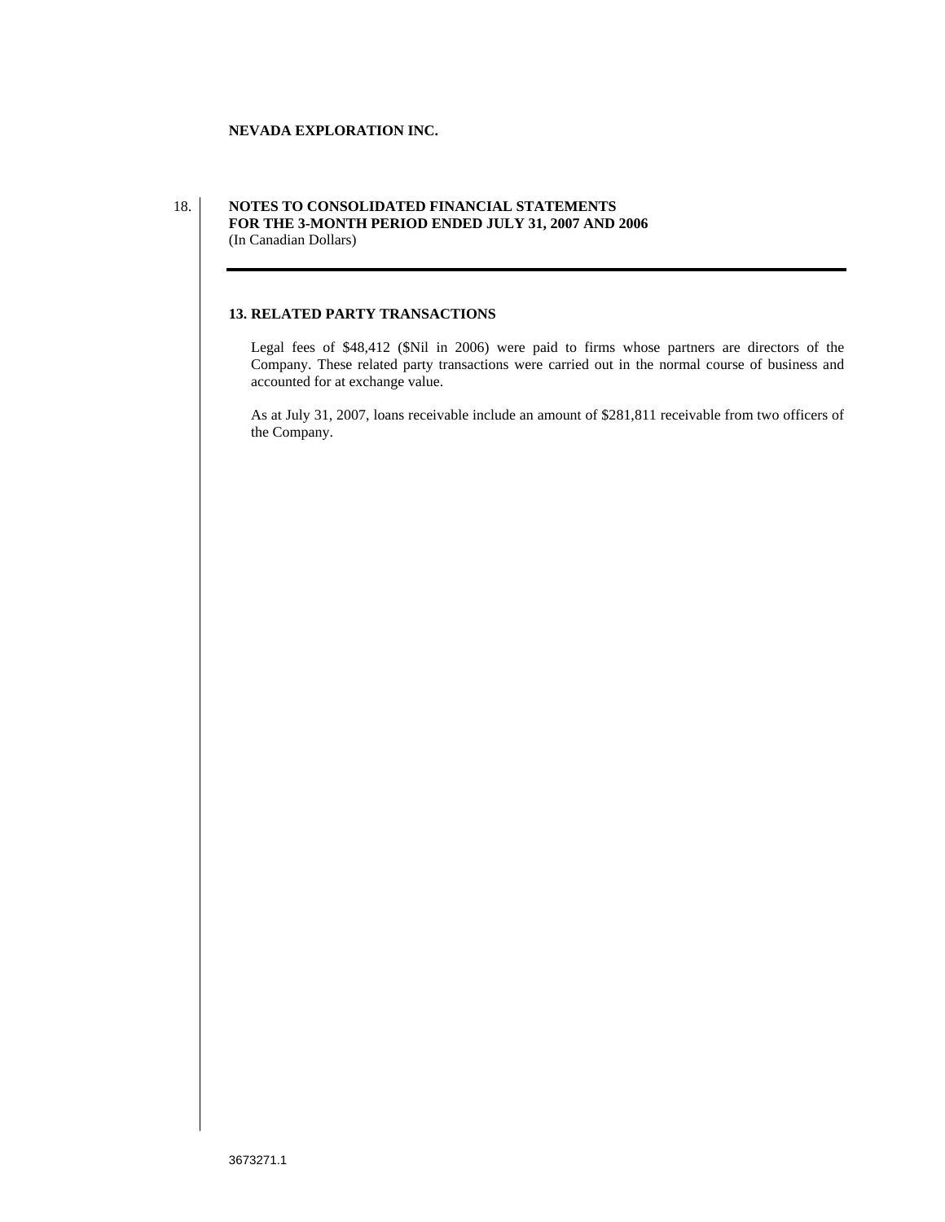**NEVADA EXPLORATION INC.**

**NOTES TO CONSOLIDATED FINANCIAL STATEMENTS**
**FOR THE 3-MONTH PERIOD ENDED JULY 31, 2007 AND 2006**
(In Canadian Dollars)

### 13. RELATED PARTY TRANSACTIONS

Legal fees of $48,412 ($Nil in 2006) were paid to firms whose partners are directors of the Company. These related party transactions were carried out in the normal course of business and accounted for at exchange value.

As at July 31, 2007, loans receivable include an amount of $281,811 receivable from two officers of the Company.